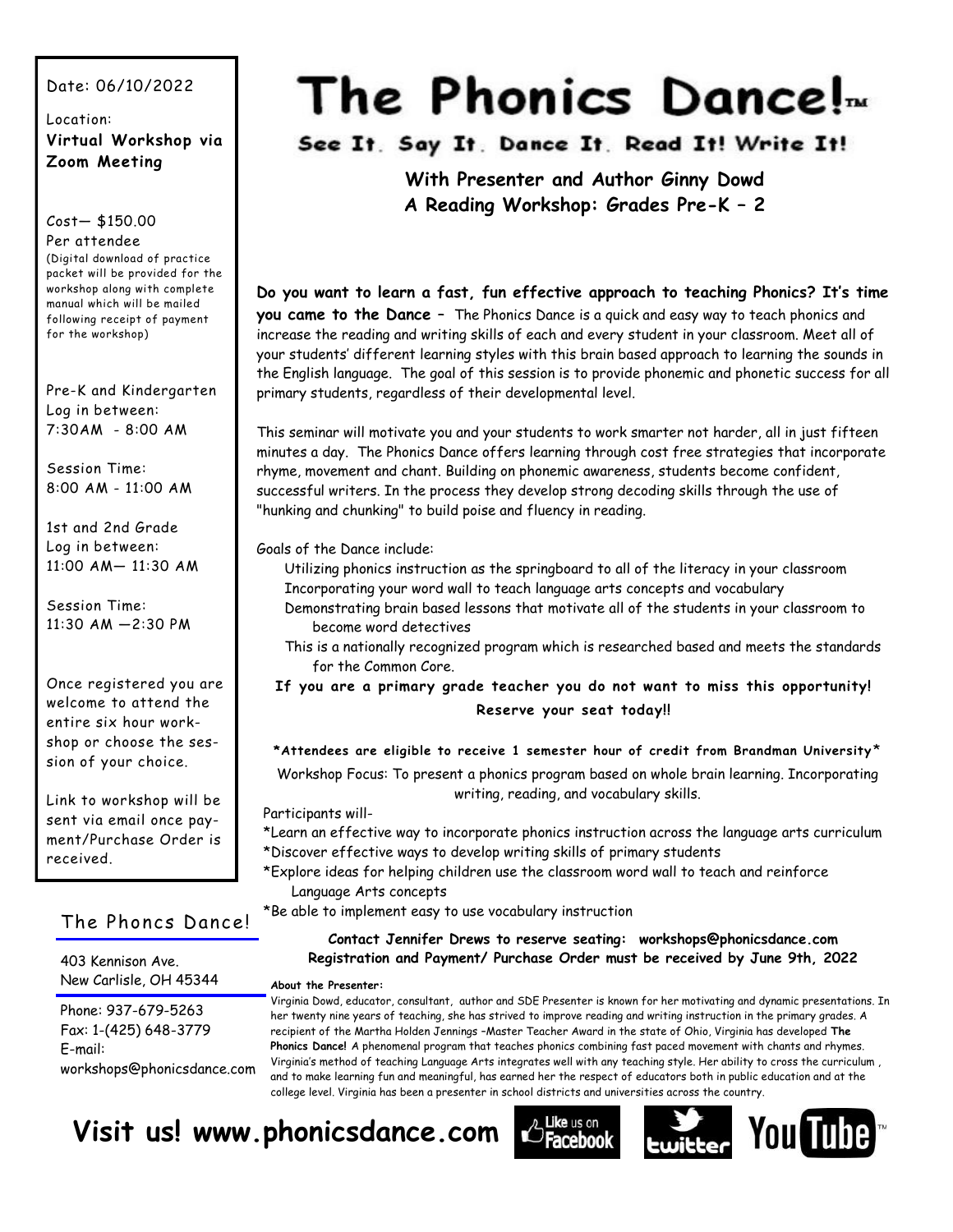# The Phonics Dance!™

## See It. Say It. Dance It. Read It! Write It!

### With Presenter and Author Ginny Dowd
### A Reading Workshop: Grades Pre-K – 2

Date: 06/10/2022

Location:
**Virtual Workshop via Zoom Meeting**

Cost— $150.00
Per attendee
(Digital download of practice packet will be provided for the workshop along with complete manual which will be mailed following receipt of payment for the workshop)

Pre-K and Kindergarten
Log in between:
7:30AM - 8:00 AM

Session Time:
8:00 AM - 11:00 AM

1st and 2nd Grade
Log in between:
11:00 AM— 11:30 AM

Session Time:
11:30 AM —2:30 PM

Once registered you are welcome to attend the entire six hour workshop or choose the session of your choice.

Link to workshop will be sent via email once payment/Purchase Order is received.

**Do you want to learn a fast, fun effective approach to teaching Phonics? It's time you came to the Dance –** The Phonics Dance is a quick and easy way to teach phonics and increase the reading and writing skills of each and every student in your classroom. Meet all of your students' different learning styles with this brain based approach to learning the sounds in the English language. The goal of this session is to provide phonemic and phonetic success for all primary students, regardless of their developmental level.

This seminar will motivate you and your students to work smarter not harder, all in just fifteen minutes a day. The Phonics Dance offers learning through cost free strategies that incorporate rhyme, movement and chant. Building on phonemic awareness, students become confident, successful writers. In the process they develop strong decoding skills through the use of "hunking and chunking" to build poise and fluency in reading.

Goals of the Dance include:

- Utilizing phonics instruction as the springboard to all of the literacy in your classroom
- Incorporating your word wall to teach language arts concepts and vocabulary
- Demonstrating brain based lessons that motivate all of the students in your classroom to become word detectives
- This is a nationally recognized program which is researched based and meets the standards for the Common Core.

**If you are a primary grade teacher you do not want to miss this opportunity!**

**Reserve your seat today!!**

**\*Attendees are eligible to receive 1 semester hour of credit from Brandman University\***

Workshop Focus: To present a phonics program based on whole brain learning. Incorporating writing, reading, and vocabulary skills.

Participants will-

*Learn an effective way to incorporate phonics instruction across the language arts curriculum
*Discover effective ways to develop writing skills of primary students
*Explore ideas for helping children use the classroom word wall to teach and reinforce Language Arts concepts
*Be able to implement easy to use vocabulary instruction

**Contact Jennifer Drews to reserve seating: workshops@phonicsdance.com**
**Registration and Payment/ Purchase Order must be received by June 9th, 2022**

**About the Presenter:**

Virginia Dowd, educator, consultant, author and SDE Presenter is known for her motivating and dynamic presentations. In her twenty nine years of teaching, she has strived to improve reading and writing instruction in the primary grades. A recipient of the Martha Holden Jennings –Master Teacher Award in the state of Ohio, Virginia has developed **The Phonics Dance!** A phenomenal program that teaches phonics combining fast paced movement with chants and rhymes. Virginia's method of teaching Language Arts integrates well with any teaching style. Her ability to cross the curriculum , and to make learning fun and meaningful, has earned her the respect of educators both in public education and at the college level. Virginia has been a presenter in school districts and universities across the country.

## The Phoncs Dance!

403 Kennison Ave.
New Carlisle, OH 45344

Phone: 937-679-5263
Fax: 1-(425) 648-3779
E-mail:
workshops@phonicsdance.com

**Visit us! www.phonicsdance.com**

Like us on Facebook | twitter | YouTube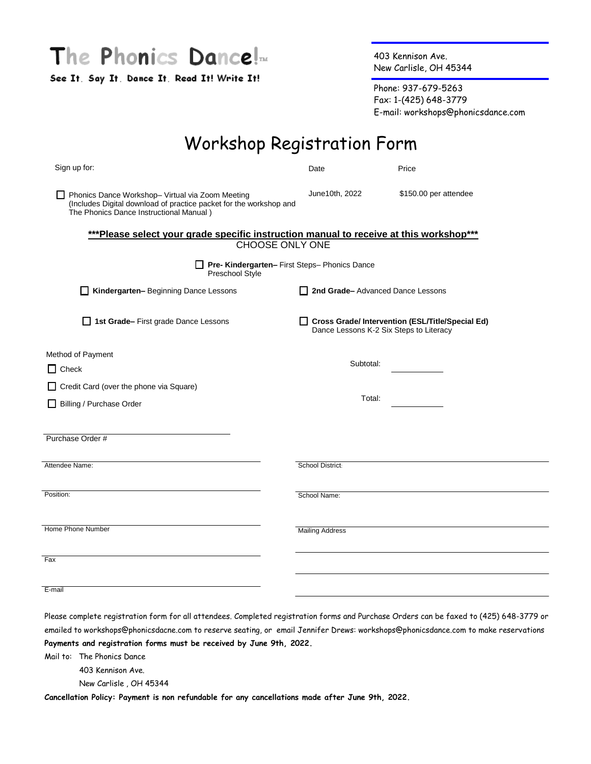# The Phonics Dance!™

**See It. Say It. Dance It. Read It! Write It!**

403 Kennison Ave.
New Carlisle, OH 45344

Phone: 937-679-5263
Fax: 1-(425) 648-3779
E-mail: workshops@phonicsdance.com

## Workshop Registration Form

| Sign up for: | Date | Price |
|---|---|---|
| ☐ Phonics Dance Workshop– Virtual via Zoom Meeting (Includes Digital download of practice packet for the workshop and The Phonics Dance Instructional Manual ) | June10th, 2022 | $150.00 per attendee |

**<u>\*\*\*Please select your grade specific instruction manual to receive at this workshop\*\*\*</u>**
CHOOSE ONLY ONE

☐ **Pre- Kindergarten–** First Steps– Phonics Dance Preschool Style

☐ **Kindergarten–** Beginning Dance Lessons

☐ **2nd Grade–** Advanced Dance Lessons

☐ **1st Grade–** First grade Dance Lessons

☐ **Cross Grade/ Intervention (ESL/Title/Special Ed)** Dance Lessons K-2 Six Steps to Literacy

Method of Payment

☐ Check

☐ Credit Card (over the phone via Square)

☐ Billing / Purchase Order

Subtotal: ____________

Total: ____________

Purchase Order # ____________

Attendee Name: ____________

School District: ____________

Position: ____________

School Name: ____________

Home Phone Number ____________

Mailing Address ____________

Fax ____________

E-mail ____________

Please complete registration form for all attendees. Completed registration forms and Purchase Orders can be faxed to (425) 648-3779 or emailed to workshops@phonicsdacne.com to reserve seating, or email Jennifer Drews: workshops@phonicsdance.com to make reservations

**Payments and registration forms must be received by June 9th, 2022.**

Mail to: The Phonics Dance
403 Kennison Ave.
New Carlisle , OH 45344

**Cancellation Policy: Payment is non refundable for any cancellations made after June 9th, 2022.**